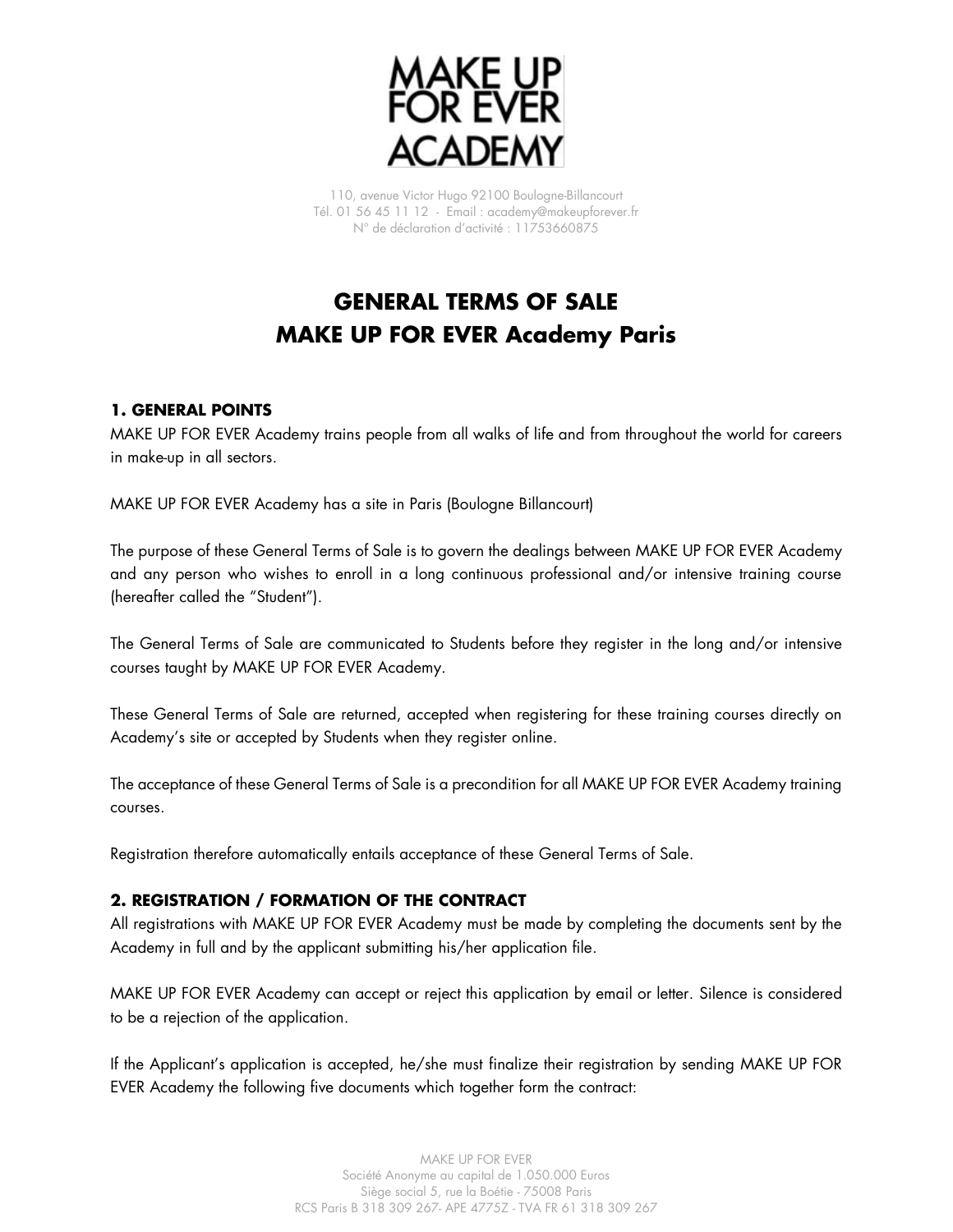MAKE UP FOR EVER ACADEMY

110, avenue Victor Hugo 92100 Boulogne-Billancourt
Tél. 01 56 45 11 12 - Email : academy@makeupforever.fr
N° de déclaration d'activité : 11753660875

# GENERAL TERMS OF SALE
# MAKE UP FOR EVER Academy Paris

## 1. GENERAL POINTS

MAKE UP FOR EVER Academy trains people from all walks of life and from throughout the world for careers in make-up in all sectors.

MAKE UP FOR EVER Academy has a site in Paris (Boulogne Billancourt)

The purpose of these General Terms of Sale is to govern the dealings between MAKE UP FOR EVER Academy and any person who wishes to enroll in a long continuous professional and/or intensive training course (hereafter called the "Student").

The General Terms of Sale are communicated to Students before they register in the long and/or intensive courses taught by MAKE UP FOR EVER Academy.

These General Terms of Sale are returned, accepted when registering for these training courses directly on Academy's site or accepted by Students when they register online.

The acceptance of these General Terms of Sale is a precondition for all MAKE UP FOR EVER Academy training courses.

Registration therefore automatically entails acceptance of these General Terms of Sale.

## 2. REGISTRATION / FORMATION OF THE CONTRACT

All registrations with MAKE UP FOR EVER Academy must be made by completing the documents sent by the Academy in full and by the applicant submitting his/her application file.

MAKE UP FOR EVER Academy can accept or reject this application by email or letter. Silence is considered to be a rejection of the application.

If the Applicant's application is accepted, he/she must finalize their registration by sending MAKE UP FOR EVER Academy the following five documents which together form the contract:

MAKE UP FOR EVER
Société Anonyme au capital de 1.050.000 Euros
Siège social 5, rue la Boétie - 75008 Paris
RCS Paris B 318 309 267- APE 4775Z - TVA FR 61 318 309 267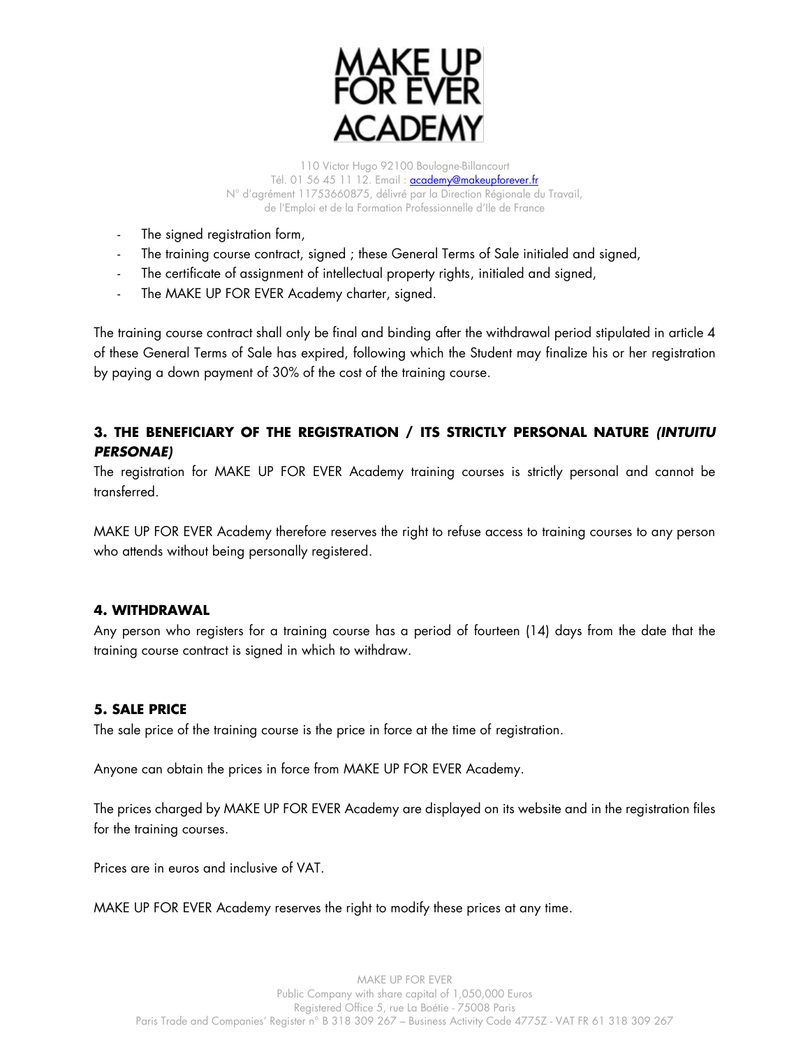- The signed registration form,
- The training course contract, signed ; these General Terms of Sale initialed and signed,
- The certificate of assignment of intellectual property rights, initialed and signed,
- The MAKE UP FOR EVER Academy charter, signed.

The training course contract shall only be final and binding after the withdrawal period stipulated in article 4 of these General Terms of Sale has expired, following which the Student may finalize his or her registration by paying a down payment of 30% of the cost of the training course.

### 3. THE BENEFICIARY OF THE REGISTRATION / ITS STRICTLY PERSONAL NATURE *(INTUITU PERSONAE)*

The registration for MAKE UP FOR EVER Academy training courses is strictly personal and cannot be transferred.

MAKE UP FOR EVER Academy therefore reserves the right to refuse access to training courses to any person who attends without being personally registered.

### 4. WITHDRAWAL

Any person who registers for a training course has a period of fourteen (14) days from the date that the training course contract is signed in which to withdraw.

### 5. SALE PRICE

The sale price of the training course is the price in force at the time of registration.

Anyone can obtain the prices in force from MAKE UP FOR EVER Academy.

The prices charged by MAKE UP FOR EVER Academy are displayed on its website and in the registration files for the training courses.

Prices are in euros and inclusive of VAT.

MAKE UP FOR EVER Academy reserves the right to modify these prices at any time.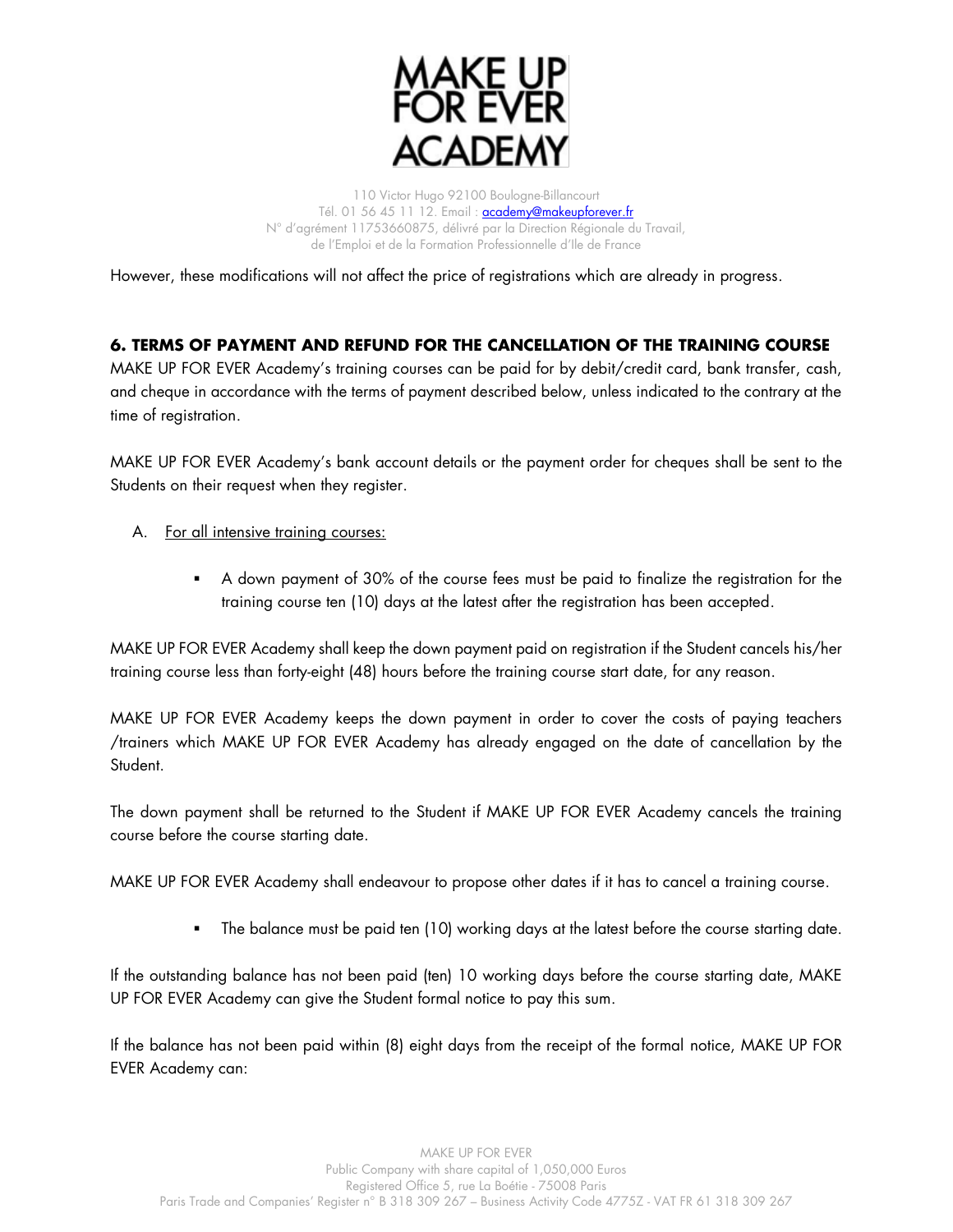However, these modifications will not affect the price of registrations which are already in progress.

## 6. TERMS OF PAYMENT AND REFUND FOR THE CANCELLATION OF THE TRAINING COURSE

MAKE UP FOR EVER Academy's training courses can be paid for by debit/credit card, bank transfer, cash, and cheque in accordance with the terms of payment described below, unless indicated to the contrary at the time of registration.

MAKE UP FOR EVER Academy's bank account details or the payment order for cheques shall be sent to the Students on their request when they register.

A. For all intensive training courses:

- A down payment of 30% of the course fees must be paid to finalize the registration for the training course ten (10) days at the latest after the registration has been accepted.

MAKE UP FOR EVER Academy shall keep the down payment paid on registration if the Student cancels his/her training course less than forty-eight (48) hours before the training course start date, for any reason.

MAKE UP FOR EVER Academy keeps the down payment in order to cover the costs of paying teachers /trainers which MAKE UP FOR EVER Academy has already engaged on the date of cancellation by the Student.

The down payment shall be returned to the Student if MAKE UP FOR EVER Academy cancels the training course before the course starting date.

MAKE UP FOR EVER Academy shall endeavour to propose other dates if it has to cancel a training course.

- The balance must be paid ten (10) working days at the latest before the course starting date.

If the outstanding balance has not been paid (ten) 10 working days before the course starting date, MAKE UP FOR EVER Academy can give the Student formal notice to pay this sum.

If the balance has not been paid within (8) eight days from the receipt of the formal notice, MAKE UP FOR EVER Academy can: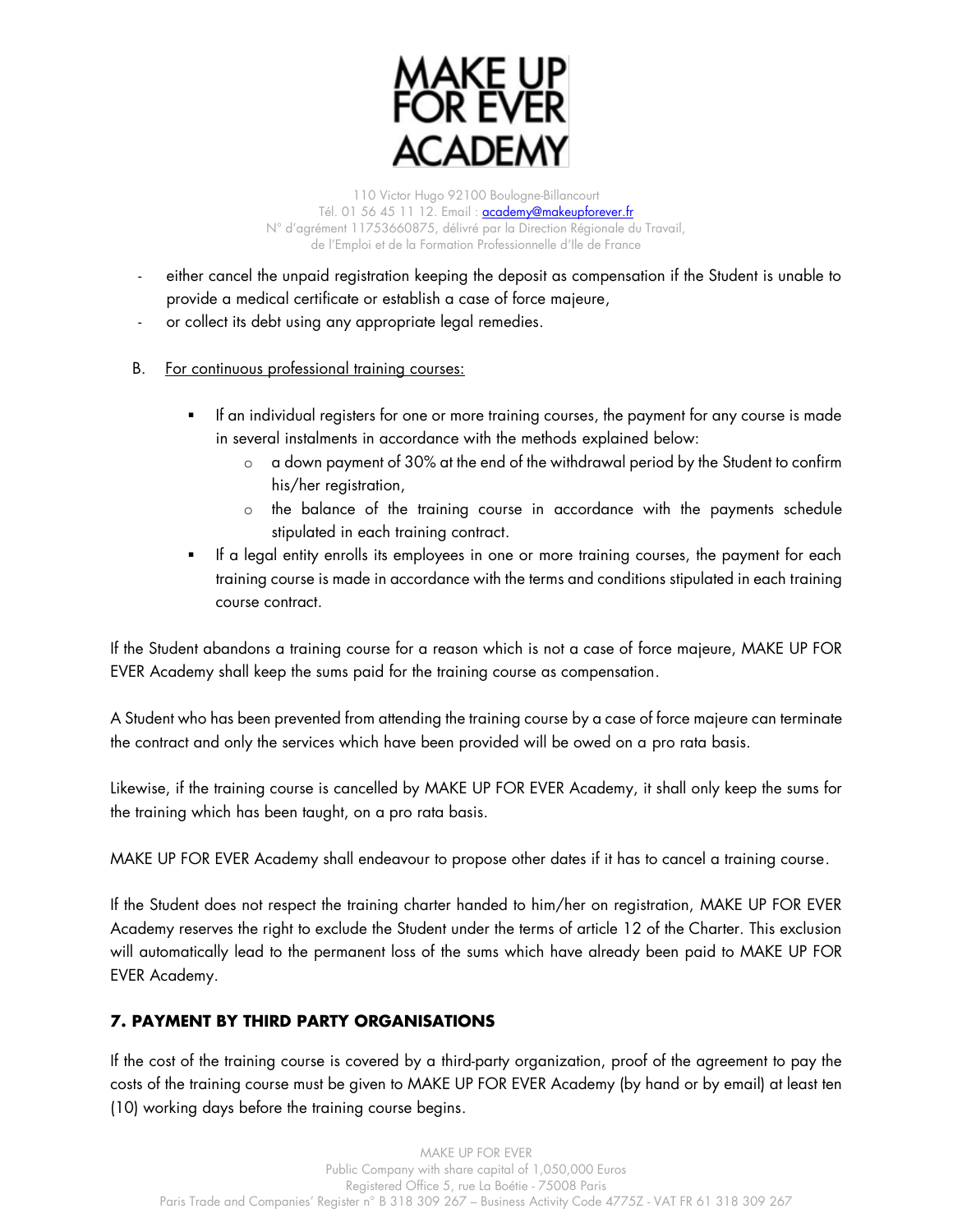- either cancel the unpaid registration keeping the deposit as compensation if the Student is unable to provide a medical certificate or establish a case of force majeure,
- or collect its debt using any appropriate legal remedies.

B. For continuous professional training courses:

- If an individual registers for one or more training courses, the payment for any course is made in several instalments in accordance with the methods explained below:
  - a down payment of 30% at the end of the withdrawal period by the Student to confirm his/her registration,
  - the balance of the training course in accordance with the payments schedule stipulated in each training contract.
- If a legal entity enrolls its employees in one or more training courses, the payment for each training course is made in accordance with the terms and conditions stipulated in each training course contract.

If the Student abandons a training course for a reason which is not a case of force majeure, MAKE UP FOR EVER Academy shall keep the sums paid for the training course as compensation.

A Student who has been prevented from attending the training course by a case of force majeure can terminate the contract and only the services which have been provided will be owed on a pro rata basis.

Likewise, if the training course is cancelled by MAKE UP FOR EVER Academy, it shall only keep the sums for the training which has been taught, on a pro rata basis.

MAKE UP FOR EVER Academy shall endeavour to propose other dates if it has to cancel a training course.

If the Student does not respect the training charter handed to him/her on registration, MAKE UP FOR EVER Academy reserves the right to exclude the Student under the terms of article 12 of the Charter. This exclusion will automatically lead to the permanent loss of the sums which have already been paid to MAKE UP FOR EVER Academy.

## 7. PAYMENT BY THIRD PARTY ORGANISATIONS

If the cost of the training course is covered by a third-party organization, proof of the agreement to pay the costs of the training course must be given to MAKE UP FOR EVER Academy (by hand or by email) at least ten (10) working days before the training course begins.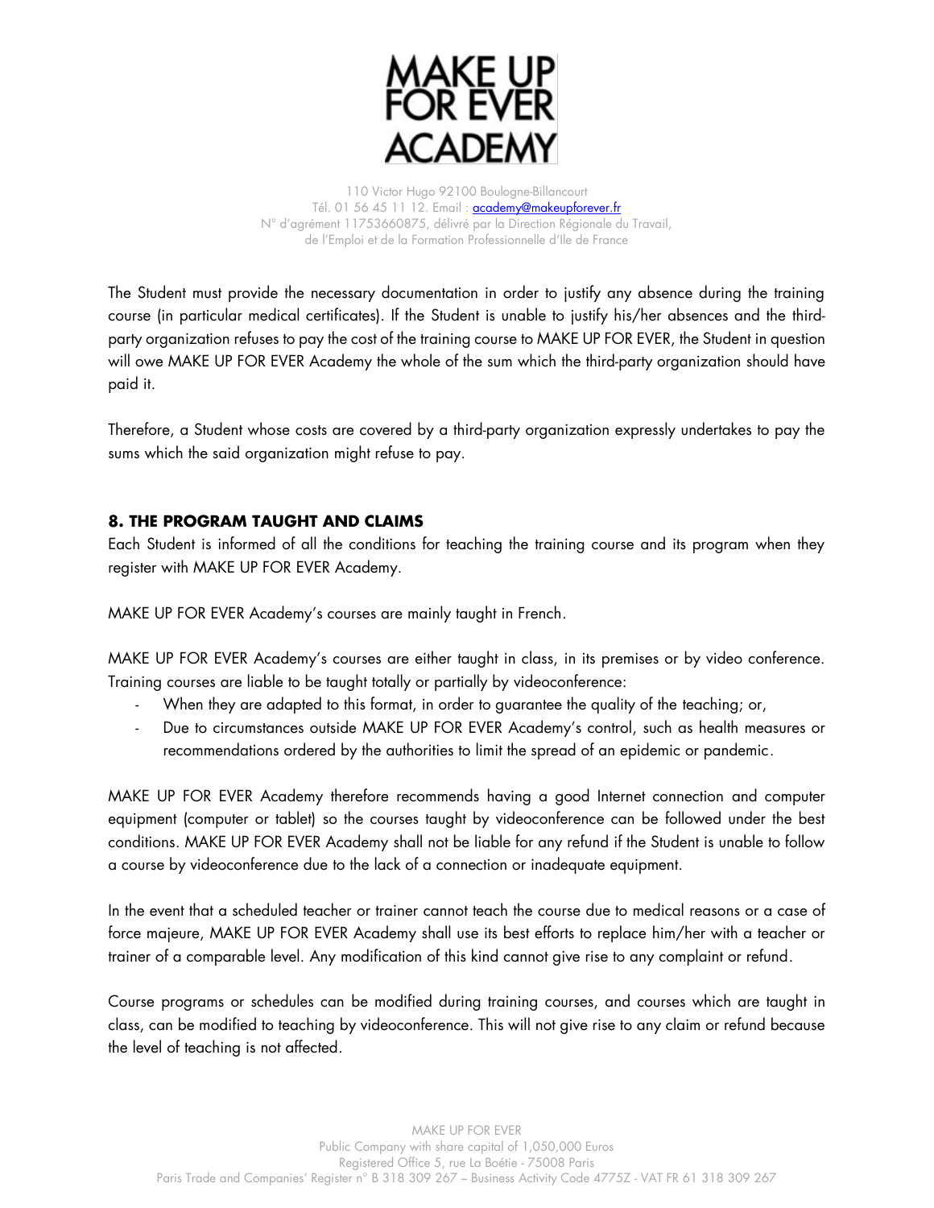The Student must provide the necessary documentation in order to justify any absence during the training course (in particular medical certificates). If the Student is unable to justify his/her absences and the third-party organization refuses to pay the cost of the training course to MAKE UP FOR EVER, the Student in question will owe MAKE UP FOR EVER Academy the whole of the sum which the third-party organization should have paid it.

Therefore, a Student whose costs are covered by a third-party organization expressly undertakes to pay the sums which the said organization might refuse to pay.

## 8. THE PROGRAM TAUGHT AND CLAIMS

Each Student is informed of all the conditions for teaching the training course and its program when they register with MAKE UP FOR EVER Academy.

MAKE UP FOR EVER Academy's courses are mainly taught in French.

MAKE UP FOR EVER Academy's courses are either taught in class, in its premises or by video conference. Training courses are liable to be taught totally or partially by videoconference:

- When they are adapted to this format, in order to guarantee the quality of the teaching; or,
- Due to circumstances outside MAKE UP FOR EVER Academy's control, such as health measures or recommendations ordered by the authorities to limit the spread of an epidemic or pandemic.

MAKE UP FOR EVER Academy therefore recommends having a good Internet connection and computer equipment (computer or tablet) so the courses taught by videoconference can be followed under the best conditions. MAKE UP FOR EVER Academy shall not be liable for any refund if the Student is unable to follow a course by videoconference due to the lack of a connection or inadequate equipment.

In the event that a scheduled teacher or trainer cannot teach the course due to medical reasons or a case of force majeure, MAKE UP FOR EVER Academy shall use its best efforts to replace him/her with a teacher or trainer of a comparable level. Any modification of this kind cannot give rise to any complaint or refund.

Course programs or schedules can be modified during training courses, and courses which are taught in class, can be modified to teaching by videoconference. This will not give rise to any claim or refund because the level of teaching is not affected.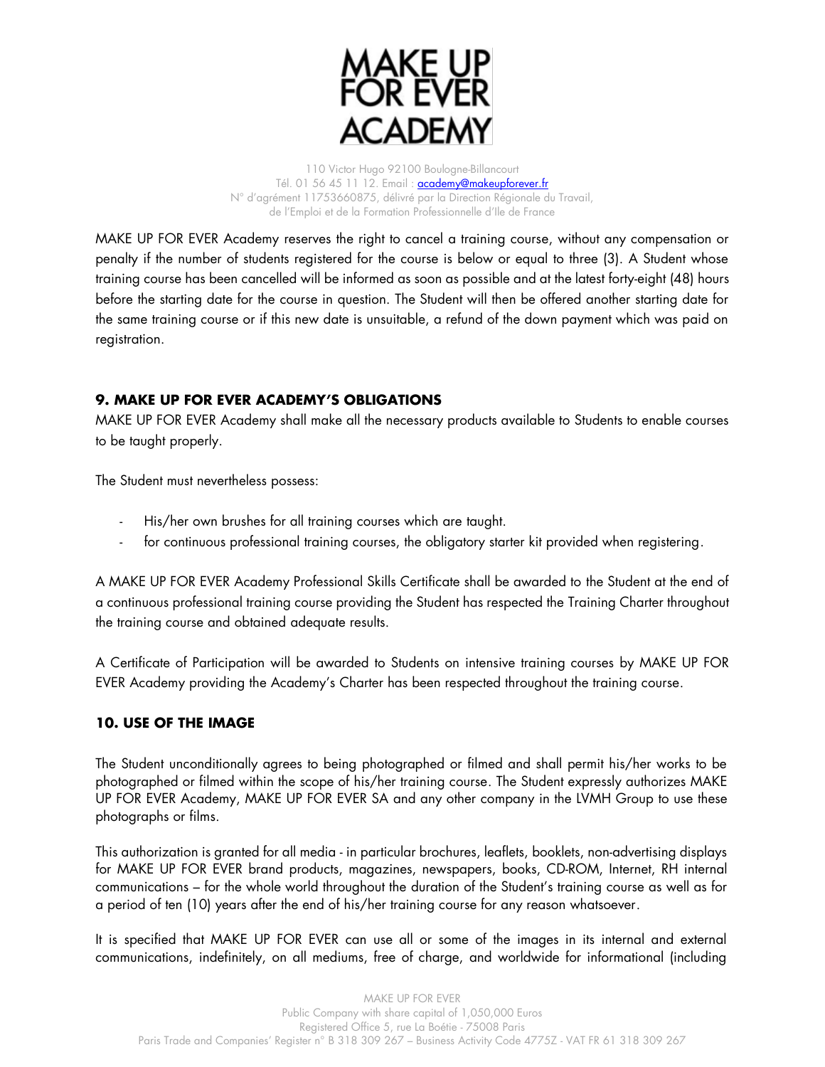MAKE UP FOR EVER Academy reserves the right to cancel a training course, without any compensation or penalty if the number of students registered for the course is below or equal to three (3). A Student whose training course has been cancelled will be informed as soon as possible and at the latest forty-eight (48) hours before the starting date for the course in question. The Student will then be offered another starting date for the same training course or if this new date is unsuitable, a refund of the down payment which was paid on registration.

## 9. MAKE UP FOR EVER ACADEMY'S OBLIGATIONS

MAKE UP FOR EVER Academy shall make all the necessary products available to Students to enable courses to be taught properly.

The Student must nevertheless possess:

- His/her own brushes for all training courses which are taught.
- for continuous professional training courses, the obligatory starter kit provided when registering.

A MAKE UP FOR EVER Academy Professional Skills Certificate shall be awarded to the Student at the end of a continuous professional training course providing the Student has respected the Training Charter throughout the training course and obtained adequate results.

A Certificate of Participation will be awarded to Students on intensive training courses by MAKE UP FOR EVER Academy providing the Academy's Charter has been respected throughout the training course.

## 10. USE OF THE IMAGE

The Student unconditionally agrees to being photographed or filmed and shall permit his/her works to be photographed or filmed within the scope of his/her training course. The Student expressly authorizes MAKE UP FOR EVER Academy, MAKE UP FOR EVER SA and any other company in the LVMH Group to use these photographs or films.

This authorization is granted for all media - in particular brochures, leaflets, booklets, non-advertising displays for MAKE UP FOR EVER brand products, magazines, newspapers, books, CD-ROM, Internet, RH internal communications – for the whole world throughout the duration of the Student's training course as well as for a period of ten (10) years after the end of his/her training course for any reason whatsoever.

It is specified that MAKE UP FOR EVER can use all or some of the images in its internal and external communications, indefinitely, on all mediums, free of charge, and worldwide for informational (including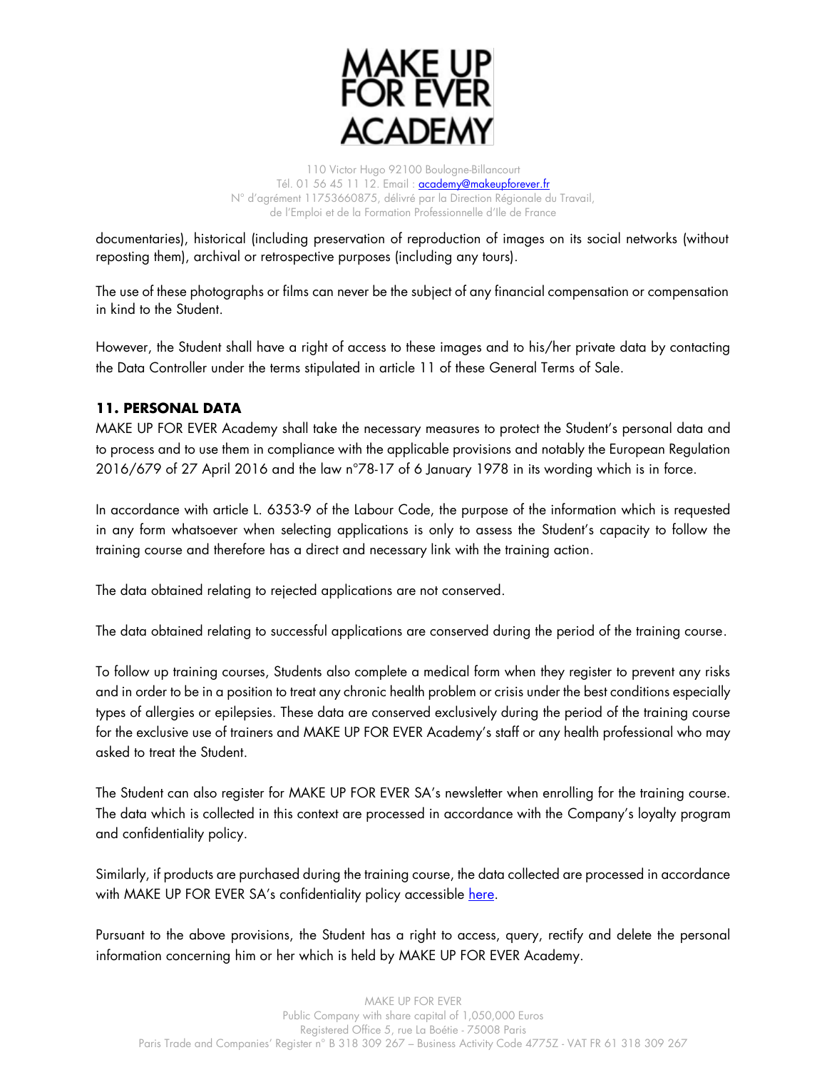documentaries), historical (including preservation of reproduction of images on its social networks (without reposting them), archival or retrospective purposes (including any tours).

The use of these photographs or films can never be the subject of any financial compensation or compensation in kind to the Student.

However, the Student shall have a right of access to these images and to his/her private data by contacting the Data Controller under the terms stipulated in article 11 of these General Terms of Sale.

## 11. PERSONAL DATA

MAKE UP FOR EVER Academy shall take the necessary measures to protect the Student's personal data and to process and to use them in compliance with the applicable provisions and notably the European Regulation 2016/679 of 27 April 2016 and the law n°78-17 of 6 January 1978 in its wording which is in force.

In accordance with article L. 6353-9 of the Labour Code, the purpose of the information which is requested in any form whatsoever when selecting applications is only to assess the Student's capacity to follow the training course and therefore has a direct and necessary link with the training action.

The data obtained relating to rejected applications are not conserved.

The data obtained relating to successful applications are conserved during the period of the training course.

To follow up training courses, Students also complete a medical form when they register to prevent any risks and in order to be in a position to treat any chronic health problem or crisis under the best conditions especially types of allergies or epilepsies. These data are conserved exclusively during the period of the training course for the exclusive use of trainers and MAKE UP FOR EVER Academy's staff or any health professional who may asked to treat the Student.

The Student can also register for MAKE UP FOR EVER SA's newsletter when enrolling for the training course. The data which is collected in this context are processed in accordance with the Company's loyalty program and confidentiality policy.

Similarly, if products are purchased during the training course, the data collected are processed in accordance with MAKE UP FOR EVER SA's confidentiality policy accessible here.

Pursuant to the above provisions, the Student has a right to access, query, rectify and delete the personal information concerning him or her which is held by MAKE UP FOR EVER Academy.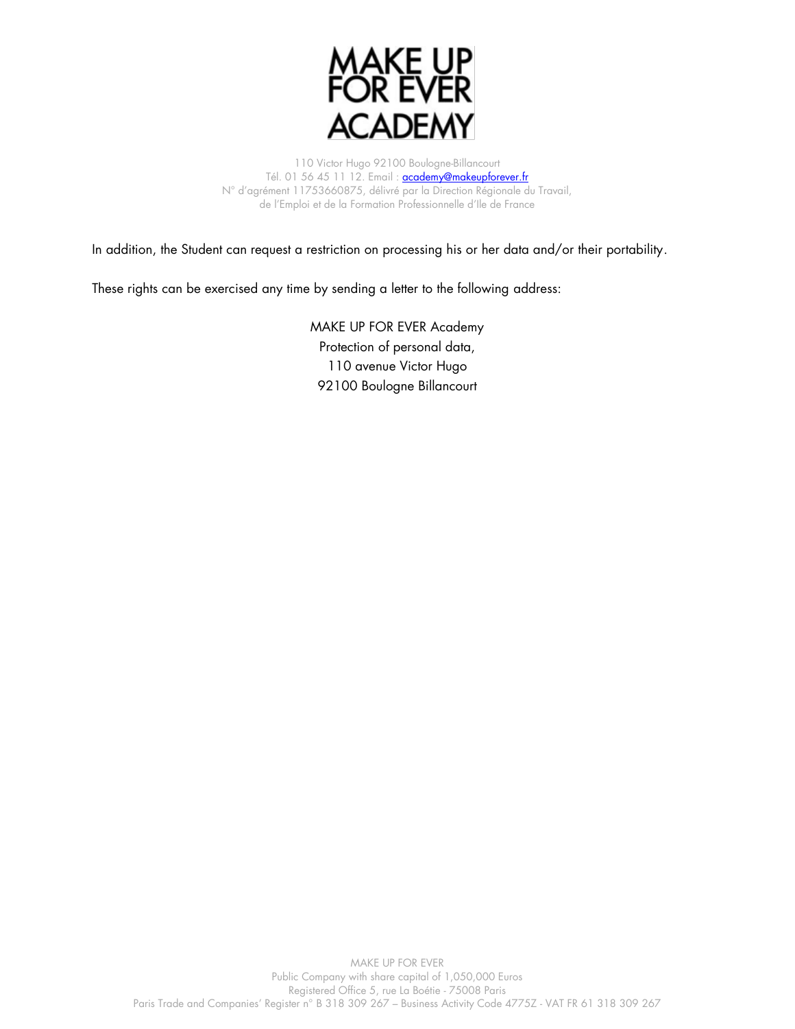In addition, the Student can request a restriction on processing his or her data and/or their portability.

These rights can be exercised any time by sending a letter to the following address:

MAKE UP FOR EVER Academy
Protection of personal data,
110 avenue Victor Hugo
92100 Boulogne Billancourt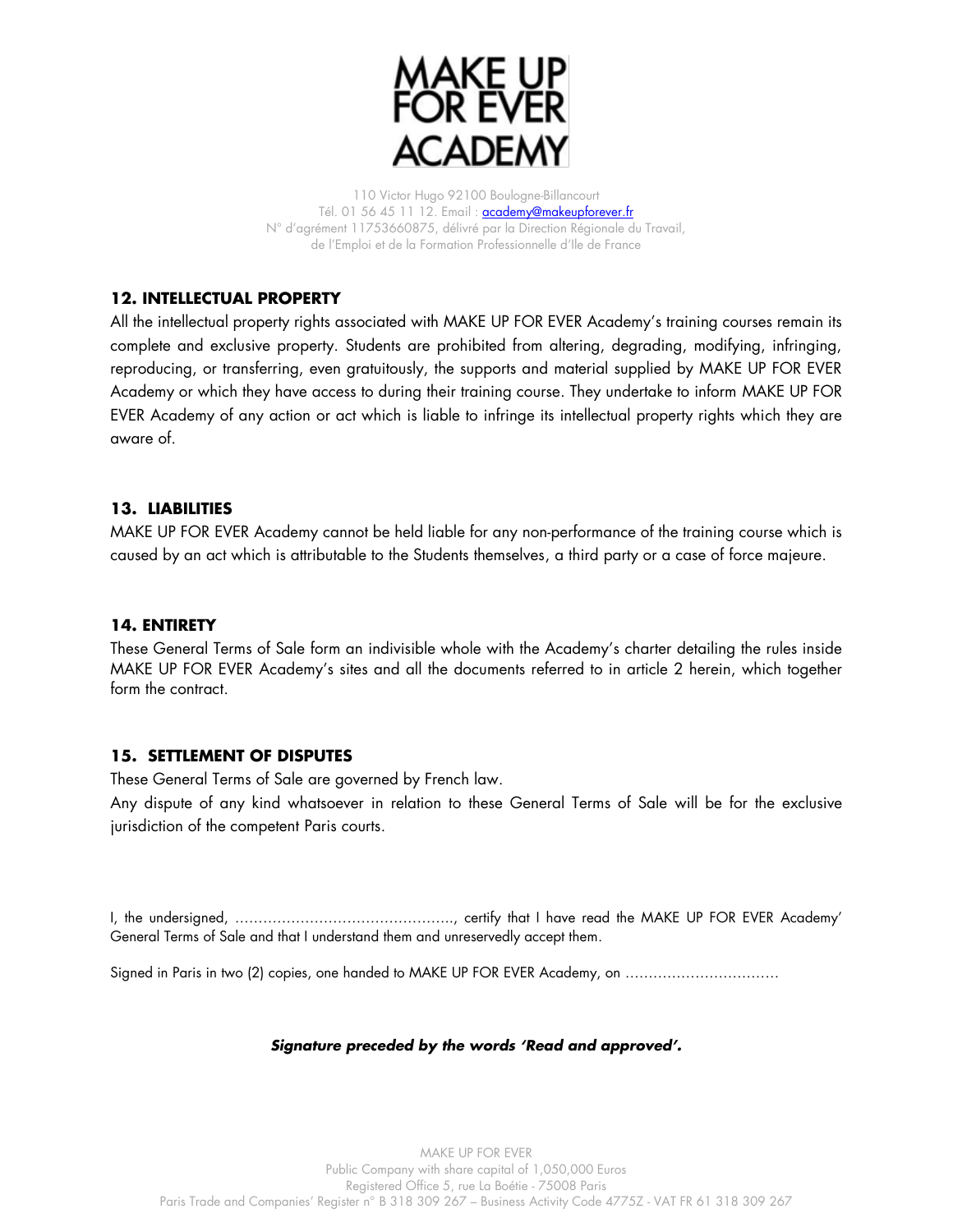## 12. INTELLECTUAL PROPERTY

All the intellectual property rights associated with MAKE UP FOR EVER Academy's training courses remain its complete and exclusive property. Students are prohibited from altering, degrading, modifying, infringing, reproducing, or transferring, even gratuitously, the supports and material supplied by MAKE UP FOR EVER Academy or which they have access to during their training course. They undertake to inform MAKE UP FOR EVER Academy of any action or act which is liable to infringe its intellectual property rights which they are aware of.

## 13. LIABILITIES

MAKE UP FOR EVER Academy cannot be held liable for any non-performance of the training course which is caused by an act which is attributable to the Students themselves, a third party or a case of force majeure.

## 14. ENTIRETY

These General Terms of Sale form an indivisible whole with the Academy's charter detailing the rules inside MAKE UP FOR EVER Academy's sites and all the documents referred to in article 2 herein, which together form the contract.

## 15. SETTLEMENT OF DISPUTES

These General Terms of Sale are governed by French law.

Any dispute of any kind whatsoever in relation to these General Terms of Sale will be for the exclusive jurisdiction of the competent Paris courts.

I, the undersigned, ………………………………………….., certify that I have read the MAKE UP FOR EVER Academy' General Terms of Sale and that I understand them and unreservedly accept them.

Signed in Paris in two (2) copies, one handed to MAKE UP FOR EVER Academy, on ……………………………

***Signature preceded by the words 'Read and approved'.***